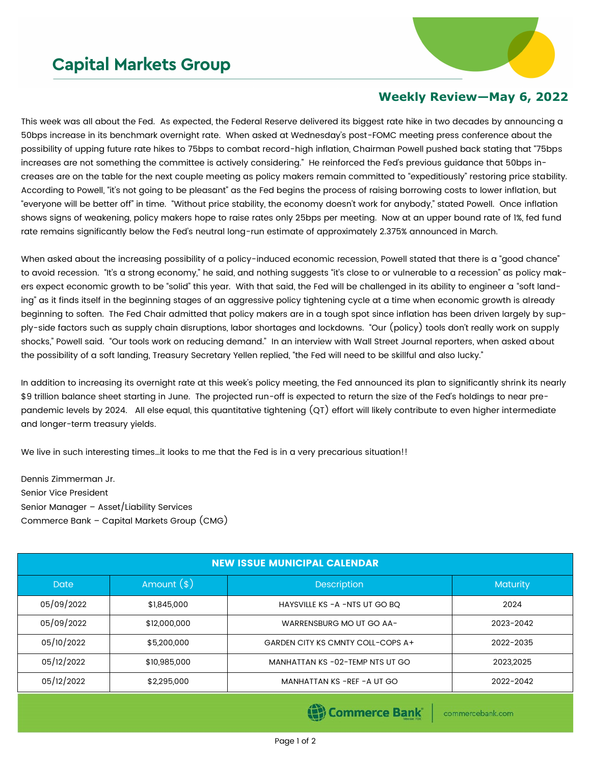# Capital Markets Group

## Weekly Review—May 6, 2022

This week was all about the Fed. As expected, the Federal Reserve delivered its biggest rate hike in two decades by announcing a 50bps increase in its benchmark overnight rate. When asked at Wednesday's post-FOMC meeting press conference about the possibility of upping future rate hikes to 75bps to combat record-high inflation, Chairman Powell pushed back stating that "75bps increases are not something the committee is actively considering." He reinforced the Fed's previous guidance that 50bps increases are on the table for the next couple meeting as policy makers remain committed to "expeditiously" restoring price stability. According to Powell, "it's not going to be pleasant" as the Fed begins the process of raising borrowing costs to lower inflation, but "everyone will be better off" in time. "Without price stability, the economy doesn't work for anybody," stated Powell. Once inflation shows signs of weakening, policy makers hope to raise rates only 25bps per meeting. Now at an upper bound rate of 1%, fed fund rate remains significantly below the Fed's neutral long-run estimate of approximately 2.375% announced in March.

When asked about the increasing possibility of a policy-induced economic recession, Powell stated that there is a "good chance" to avoid recession. "It's a strong economy," he said, and nothing suggests "it's close to or vulnerable to a recession" as policy makers expect economic growth to be "solid" this year. With that said, the Fed will be challenged in its ability to engineer a "soft landing" as it finds itself in the beginning stages of an aggressive policy tightening cycle at a time when economic growth is already beginning to soften. The Fed Chair admitted that policy makers are in a tough spot since inflation has been driven largely by supply-side factors such as supply chain disruptions, labor shortages and lockdowns. "Our (policy) tools don't really work on supply shocks," Powell said. "Our tools work on reducing demand." In an interview with Wall Street Journal reporters, when asked about the possibility of a soft landing, Treasury Secretary Yellen replied, "the Fed will need to be skillful and also lucky."

In addition to increasing its overnight rate at this week's policy meeting, the Fed announced its plan to significantly shrink its nearly $9 trillion balance sheet starting in June. The projected run-off is expected to return the size of the Fed's holdings to near pre-pandemic levels by 2024. All else equal, this quantitative tightening (QT) effort will likely contribute to even higher intermediate and longer-term treasury yields.

We live in such interesting times…it looks to me that the Fed is in a very precarious situation!!

Dennis Zimmerman Jr.
Senior Vice President
Senior Manager – Asset/Liability Services
Commerce Bank – Capital Markets Group (CMG)

| NEW ISSUE MUNICIPAL CALENDAR | | | |
|---|---|---|---|
| Date | Amount ($) | Description | Maturity |
| 05/09/2022 | $1,845,000 | HAYSVILLE KS -A -NTS UT GO BQ | 2024 |
| 05/09/2022 | $12,000,000 | WARRENSBURG MO UT GO AA- | 2023-2042 |
| 05/10/2022 | $5,200,000 | GARDEN CITY KS CMNTY COLL-COPS A+ | 2022-2035 |
| 05/12/2022 | $10,985,000 | MANHATTAN KS -02-TEMP NTS UT GO | 2023,2025 |
| 05/12/2022 | $2,295,000 | MANHATTAN KS -REF -A UT GO | 2022-2042 |

Commerce Bank | commercebank.com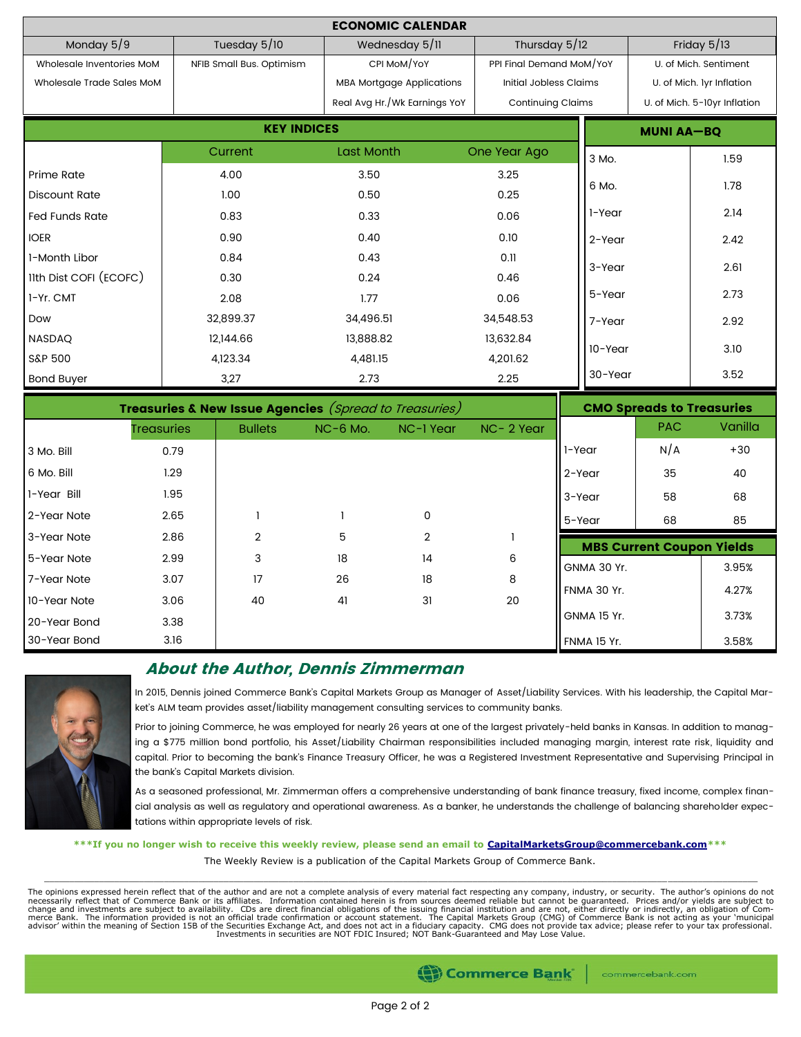## ECONOMIC CALENDAR

| Monday 5/9 | Tuesday 5/10 | Wednesday 5/11 | Thursday 5/12 | Friday 5/13 |
|---|---|---|---|---|
| Wholesale Inventories MoM | NFIB Small Bus. Optimism | CPI MoM/YoY | PPI Final Demand MoM/YoY | U. of Mich. Sentiment |
| Wholesale Trade Sales MoM | | MBA Mortgage Applications | Initial Jobless Claims | U. of Mich. 1yr Inflation |
| | | Real Avg Hr./Wk Earnings YoY | Continuing Claims | U. of Mich. 5-10yr Inflation |

## KEY INDICES

| | Current | Last Month | One Year Ago |
|---|---|---|---|
| Prime Rate | 4.00 | 3.50 | 3.25 |
| Discount Rate | 1.00 | 0.50 | 0.25 |
| Fed Funds Rate | 0.83 | 0.33 | 0.06 |
| IOER | 0.90 | 0.40 | 0.10 |
| 1-Month Libor | 0.84 | 0.43 | 0.11 |
| 11th Dist COFI (ECOFC) | 0.30 | 0.24 | 0.46 |
| 1-Yr. CMT | 2.08 | 1.77 | 0.06 |
| Dow | 32,899.37 | 34,496.51 | 34,548.53 |
| NASDAQ | 12,144.66 | 13,888.82 | 13,632.84 |
| S&P 500 | 4,123.34 | 4,481.15 | 4,201.62 |
| Bond Buyer | 3,27 | 2.73 | 2.25 |

## MUNI AA—BQ

| | |
|---|---|
| 3 Mo. | 1.59 |
| 6 Mo. | 1.78 |
| 1-Year | 2.14 |
| 2-Year | 2.42 |
| 3-Year | 2.61 |
| 5-Year | 2.73 |
| 7-Year | 2.92 |
| 10-Year | 3.10 |
| 30-Year | 3.52 |

## Treasuries & New Issue Agencies *(Spread to Treasuries)*

| | Treasuries | Bullets | NC-6 Mo. | NC-1 Year | NC- 2 Year |
|---|---|---|---|---|---|
| 3 Mo. Bill | 0.79 | | | | |
| 6 Mo. Bill | 1.29 | | | | |
| 1-Year Bill | 1.95 | | | | |
| 2-Year Note | 2.65 | 1 | 1 | 0 | |
| 3-Year Note | 2.86 | 2 | 5 | 2 | 1 |
| 5-Year Note | 2.99 | 3 | 18 | 14 | 6 |
| 7-Year Note | 3.07 | 17 | 26 | 18 | 8 |
| 10-Year Note | 3.06 | 40 | 41 | 31 | 20 |
| 20-Year Bond | 3.38 | | | | |
| 30-Year Bond | 3.16 | | | | |

## CMO Spreads to Treasuries

| | PAC | Vanilla |
|---|---|---|
| 1-Year | N/A | +30 |
| 2-Year | 35 | 40 |
| 3-Year | 58 | 68 |
| 5-Year | 68 | 85 |

## MBS Current Coupon Yields

| | |
|---|---|
| GNMA 30 Yr. | 3.95% |
| FNMA 30 Yr. | 4.27% |
| GNMA 15 Yr. | 3.73% |
| FNMA 15 Yr. | 3.58% |

## *About the Author, Dennis Zimmerman*

In 2015, Dennis joined Commerce Bank's Capital Markets Group as Manager of Asset/Liability Services. With his leadership, the Capital Market's ALM team provides asset/liability management consulting services to community banks.

Prior to joining Commerce, he was employed for nearly 26 years at one of the largest privately-held banks in Kansas. In addition to managing a $775 million bond portfolio, his Asset/Liability Chairman responsibilities included managing margin, interest rate risk, liquidity and capital. Prior to becoming the bank's Finance Treasury Officer, he was a Registered Investment Representative and Supervising Principal in the bank's Capital Markets division.

As a seasoned professional, Mr. Zimmerman offers a comprehensive understanding of bank finance treasury, fixed income, complex financial analysis as well as regulatory and operational awareness. As a banker, he understands the challenge of balancing shareholder expectations within appropriate levels of risk.

**\*\*\*If you no longer wish to receive this weekly review, please send an email to CapitalMarketsGroup@commercebank.com\*\*\***

The Weekly Review is a publication of the Capital Markets Group of Commerce Bank.

The opinions expressed herein reflect that of the author and are not a complete analysis of every material fact respecting any company, industry, or security. The author's opinions do not necessarily reflect that of Commerce Bank or its affiliates. Information contained herein is from sources deemed reliable but cannot be guaranteed. Prices and/or yields are subject to change and investments are subject to availability. CDs are direct financial obligations of the issuing financial institution and are not, either directly or indirectly, an obligation of Commerce Bank. The information provided is not an official trade confirmation or account statement. The Capital Markets Group (CMG) of Commerce Bank is not acting as your 'municipal advisor' within the meaning of Section 15B of the Securities Exchange Act, and does not act in a fiduciary capacity. CMG does not provide tax advice; please refer to your tax professional. Investments in securities are NOT FDIC Insured; NOT Bank-Guaranteed and May Lose Value.

Commerce Bank | commercebank.com